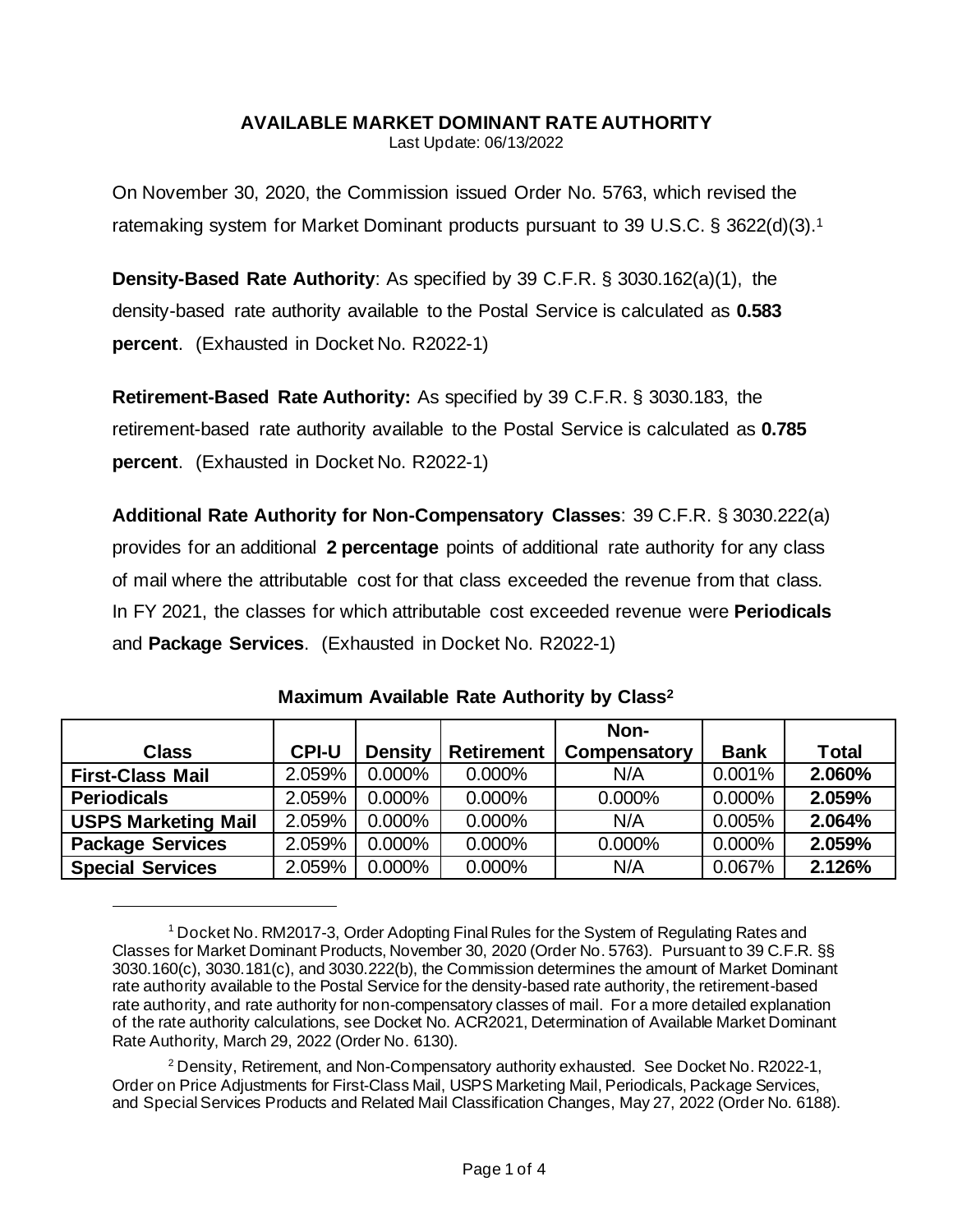# AVAILABLE MARKET DOMINANT RATE AUTHORITY

Last Update: 06/13/2022

On November 30, 2020, the Commission issued Order No. 5763, which revised the ratemaking system for Market Dominant products pursuant to 39 U.S.C. § 3622(d)(3).[1]

**Density-Based Rate Authority**: As specified by 39 C.F.R. § 3030.162(a)(1), the density-based rate authority available to the Postal Service is calculated as **0.583 percent**. (Exhausted in Docket No. R2022-1)

**Retirement-Based Rate Authority:** As specified by 39 C.F.R. § 3030.183, the retirement-based rate authority available to the Postal Service is calculated as **0.785 percent**. (Exhausted in Docket No. R2022-1)

**Additional Rate Authority for Non-Compensatory Classes**: 39 C.F.R. § 3030.222(a) provides for an additional **2 percentage** points of additional rate authority for any class of mail where the attributable cost for that class exceeded the revenue from that class. In FY 2021, the classes for which attributable cost exceeded revenue were **Periodicals** and **Package Services**. (Exhausted in Docket No. R2022-1)

**Maximum Available Rate Authority by Class[2]**

| Class | CPI-U | Density | Retirement | Non-Compensatory | Bank | Total |
|---|---|---|---|---|---|---|
| **First-Class Mail** | 2.059% | 0.000% | 0.000% | N/A | 0.001% | **2.060%** |
| **Periodicals** | 2.059% | 0.000% | 0.000% | 0.000% | 0.000% | **2.059%** |
| **USPS Marketing Mail** | 2.059% | 0.000% | 0.000% | N/A | 0.005% | **2.064%** |
| **Package Services** | 2.059% | 0.000% | 0.000% | 0.000% | 0.000% | **2.059%** |
| **Special Services** | 2.059% | 0.000% | 0.000% | N/A | 0.067% | **2.126%** |

---

[1] Docket No. RM2017-3, Order Adopting Final Rules for the System of Regulating Rates and Classes for Market Dominant Products, November 30, 2020 (Order No. 5763). Pursuant to 39 C.F.R. §§ 3030.160(c), 3030.181(c), and 3030.222(b), the Commission determines the amount of Market Dominant rate authority available to the Postal Service for the density-based rate authority, the retirement-based rate authority, and rate authority for non-compensatory classes of mail. For a more detailed explanation of the rate authority calculations, see Docket No. ACR2021, Determination of Available Market Dominant Rate Authority, March 29, 2022 (Order No. 6130).

[2] Density, Retirement, and Non-Compensatory authority exhausted. See Docket No. R2022-1, Order on Price Adjustments for First-Class Mail, USPS Marketing Mail, Periodicals, Package Services, and Special Services Products and Related Mail Classification Changes, May 27, 2022 (Order No. 6188).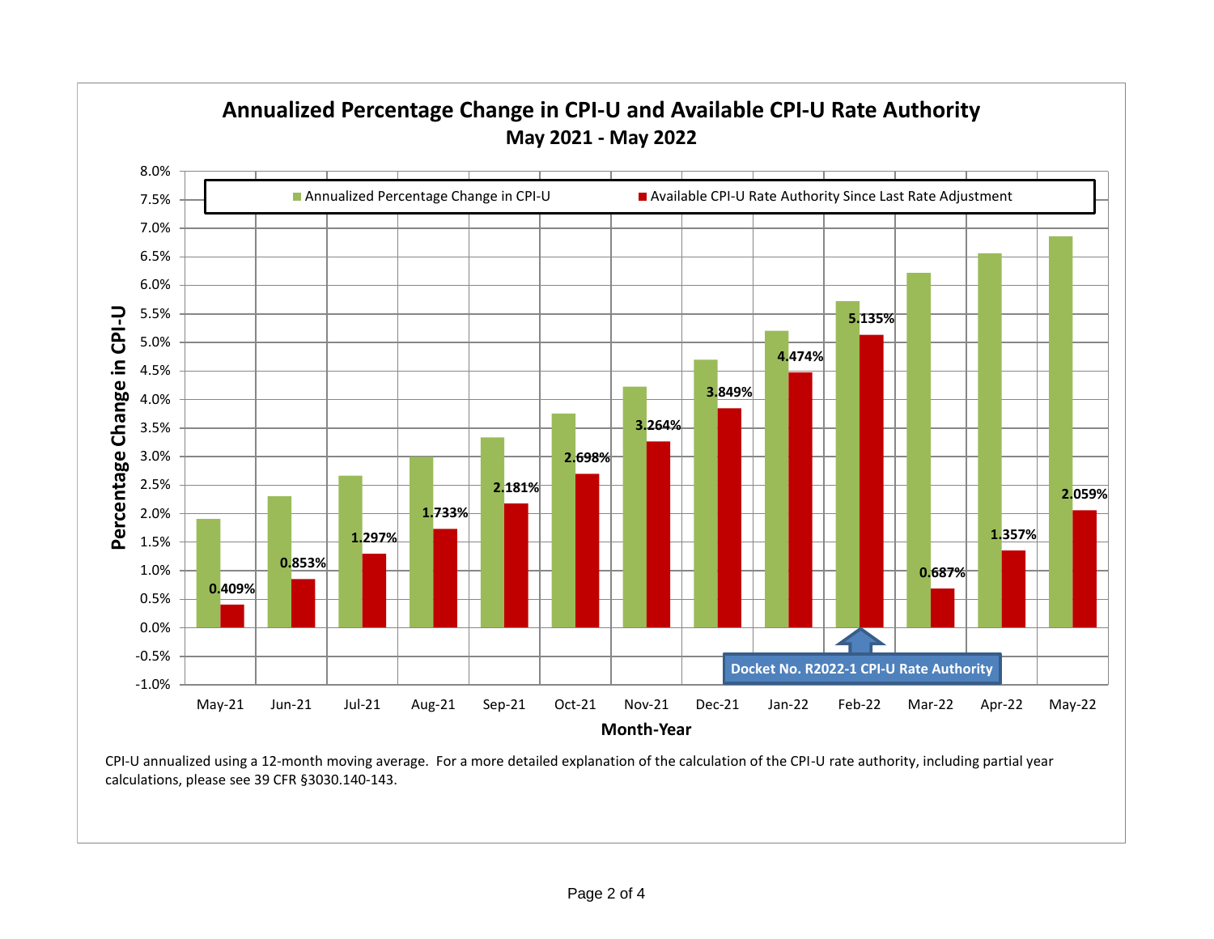## Annualized Percentage Change in CPI-U and Available CPI-U Rate Authority
### May 2021 - May 2022

| Month-Year | Available CPI-U Rate Authority Since Last Rate Adjustment |
|---|---|
| May-21 | 0.409% |
| Jun-21 | 0.853% |
| Jul-21 | 1.297% |
| Aug-21 | 1.733% |
| Sep-21 | 2.181% |
| Oct-21 | 2.698% |
| Nov-21 | 3.264% |
| Dec-21 | 3.849% |
| Jan-22 | 4.474% |
| Feb-22 | 5.135% |
| Mar-22 | 0.687% |
| Apr-22 | 1.357% |
| May-22 | 2.059% |

Docket No. R2022-1 CPI-U Rate Authority (Feb-22)

CPI-U annualized using a 12-month moving average. For a more detailed explanation of the calculation of the CPI-U rate authority, including partial year calculations, please see 39 CFR §3030.140-143.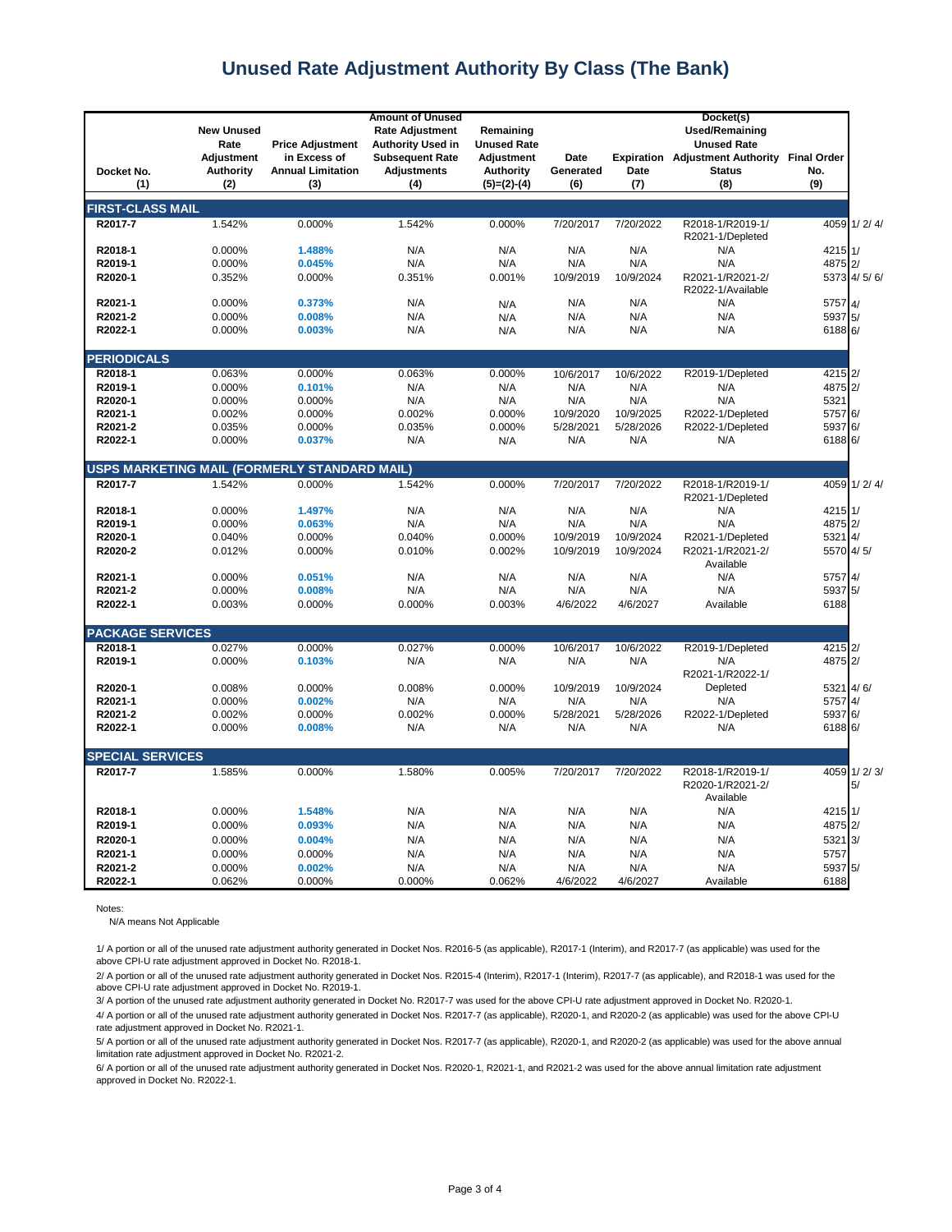# Unused Rate Adjustment Authority By Class (The Bank)

| Docket No. (1) | New Unused Rate Adjustment Authority (2) | Price Adjustment in Excess of Annual Limitation (3) | Amount of Unused Rate Adjustment Authority Used in Subsequent Rate Adjustments (4) | Remaining Unused Rate Adjustment Authority (5)=(2)-(4) | Date Generated (6) | Expiration Date (7) | Docket(s) Used/Remaining Unused Rate Adjustment Authority Status (8) | Final Order No. (9) | |
|---|---|---|---|---|---|---|---|---|---|
| **FIRST-CLASS MAIL** | | | | | | | | | |
| R2017-7 | 1.542% | 0.000% | 1.542% | 0.000% | 7/20/2017 | 7/20/2022 | R2018-1/R2019-1/ R2021-1/Depleted | 4059 | 1/ 2/ 4/ |
| R2018-1 | 0.000% | 1.488% | N/A | N/A | N/A | N/A | N/A | 4215 | 1/ |
| R2019-1 | 0.000% | 0.045% | N/A | N/A | N/A | N/A | N/A | 4875 | 2/ |
| R2020-1 | 0.352% | 0.000% | 0.351% | 0.001% | 10/9/2019 | 10/9/2024 | R2021-1/R2021-2/ R2022-1/Available | 5373 | 4/ 5/ 6/ |
| R2021-1 | 0.000% | 0.373% | N/A | N/A | N/A | N/A | N/A | 5757 | 4/ |
| R2021-2 | 0.000% | 0.008% | N/A | N/A | N/A | N/A | N/A | 5937 | 5/ |
| R2022-1 | 0.000% | 0.003% | N/A | N/A | N/A | N/A | N/A | 6188 | 6/ |
| **PERIODICALS** | | | | | | | | | |
| R2018-1 | 0.063% | 0.000% | 0.063% | 0.000% | 10/6/2017 | 10/6/2022 | R2019-1/Depleted | 4215 | 2/ |
| R2019-1 | 0.000% | 0.101% | N/A | N/A | N/A | N/A | N/A | 4875 | 2/ |
| R2020-1 | 0.000% | 0.000% | N/A | N/A | N/A | N/A | N/A | 5321 | |
| R2021-1 | 0.002% | 0.000% | 0.002% | 0.000% | 10/9/2020 | 10/9/2025 | R2022-1/Depleted | 5757 | 6/ |
| R2021-2 | 0.035% | 0.000% | 0.035% | 0.000% | 5/28/2021 | 5/28/2026 | R2022-1/Depleted | 5937 | 6/ |
| R2022-1 | 0.000% | 0.037% | N/A | N/A | N/A | N/A | N/A | 6188 | 6/ |
| **USPS MARKETING MAIL (FORMERLY STANDARD MAIL)** | | | | | | | | | |
| R2017-7 | 1.542% | 0.000% | 1.542% | 0.000% | 7/20/2017 | 7/20/2022 | R2018-1/R2019-1/ R2021-1/Depleted | 4059 | 1/ 2/ 4/ |
| R2018-1 | 0.000% | 1.497% | N/A | N/A | N/A | N/A | N/A | 4215 | 1/ |
| R2019-1 | 0.000% | 0.063% | N/A | N/A | N/A | N/A | N/A | 4875 | 2/ |
| R2020-1 | 0.040% | 0.000% | 0.040% | 0.000% | 10/9/2019 | 10/9/2024 | R2021-1/Depleted | 5321 | 4/ |
| R2020-2 | 0.012% | 0.000% | 0.010% | 0.002% | 10/9/2019 | 10/9/2024 | R2021-1/R2021-2/ Available | 5570 | 4/ 5/ |
| R2021-1 | 0.000% | 0.051% | N/A | N/A | N/A | N/A | N/A | 5757 | 4/ |
| R2021-2 | 0.000% | 0.008% | N/A | N/A | N/A | N/A | N/A | 5937 | 5/ |
| R2022-1 | 0.003% | 0.000% | 0.000% | 0.003% | 4/6/2022 | 4/6/2027 | Available | 6188 | |
| **PACKAGE SERVICES** | | | | | | | | | |
| R2018-1 | 0.027% | 0.000% | 0.027% | 0.000% | 10/6/2017 | 10/6/2022 | R2019-1/Depleted | 4215 | 2/ |
| R2019-1 | 0.000% | 0.103% | N/A | N/A | N/A | N/A | N/A | 4875 | 2/ |
| R2020-1 | 0.008% | 0.000% | 0.008% | 0.000% | 10/9/2019 | 10/9/2024 | R2021-1/R2022-1/ Depleted | 5321 | 4/ 6/ |
| R2021-1 | 0.000% | 0.002% | N/A | N/A | N/A | N/A | N/A | 5757 | 4/ |
| R2021-2 | 0.002% | 0.000% | 0.002% | 0.000% | 5/28/2021 | 5/28/2026 | R2022-1/Depleted | 5937 | 6/ |
| R2022-1 | 0.000% | 0.008% | N/A | N/A | N/A | N/A | N/A | 6188 | 6/ |
| **SPECIAL SERVICES** | | | | | | | | | |
| R2017-7 | 1.585% | 0.000% | 1.580% | 0.005% | 7/20/2017 | 7/20/2022 | R2018-1/R2019-1/ R2020-1/R2021-2/ Available | 4059 | 1/ 2/ 3/ 5/ |
| R2018-1 | 0.000% | 1.548% | N/A | N/A | N/A | N/A | N/A | 4215 | 1/ |
| R2019-1 | 0.000% | 0.093% | N/A | N/A | N/A | N/A | N/A | 4875 | 2/ |
| R2020-1 | 0.000% | 0.004% | N/A | N/A | N/A | N/A | N/A | 5321 | 3/ |
| R2021-1 | 0.000% | 0.000% | N/A | N/A | N/A | N/A | N/A | 5757 | |
| R2021-2 | 0.000% | 0.002% | N/A | N/A | N/A | N/A | N/A | 5937 | 5/ |
| R2022-1 | 0.062% | 0.000% | 0.000% | 0.062% | 4/6/2022 | 4/6/2027 | Available | 6188 | |

Notes:

N/A means Not Applicable

1/ A portion or all of the unused rate adjustment authority generated in Docket Nos. R2016-5 (as applicable), R2017-1 (Interim), and R2017-7 (as applicable) was used for the above CPI-U rate adjustment approved in Docket No. R2018-1.

2/ A portion or all of the unused rate adjustment authority generated in Docket Nos. R2015-4 (Interim), R2017-1 (Interim), R2017-7 (as applicable), and R2018-1 was used for the above CPI-U rate adjustment approved in Docket No. R2019-1.

3/ A portion of the unused rate adjustment authority generated in Docket No. R2017-7 was used for the above CPI-U rate adjustment approved in Docket No. R2020-1.

4/ A portion or all of the unused rate adjustment authority generated in Docket Nos. R2017-7 (as applicable), R2020-1, and R2020-2 (as applicable) was used for the above CPI-U rate adjustment approved in Docket No. R2021-1.

5/ A portion or all of the unused rate adjustment authority generated in Docket Nos. R2017-7 (as applicable), R2020-1, and R2020-2 (as applicable) was used for the above annual limitation rate adjustment approved in Docket No. R2021-2.

6/ A portion or all of the unused rate adjustment authority generated in Docket Nos. R2020-1, R2021-1, and R2021-2 was used for the above annual limitation rate adjustment approved in Docket No. R2022-1.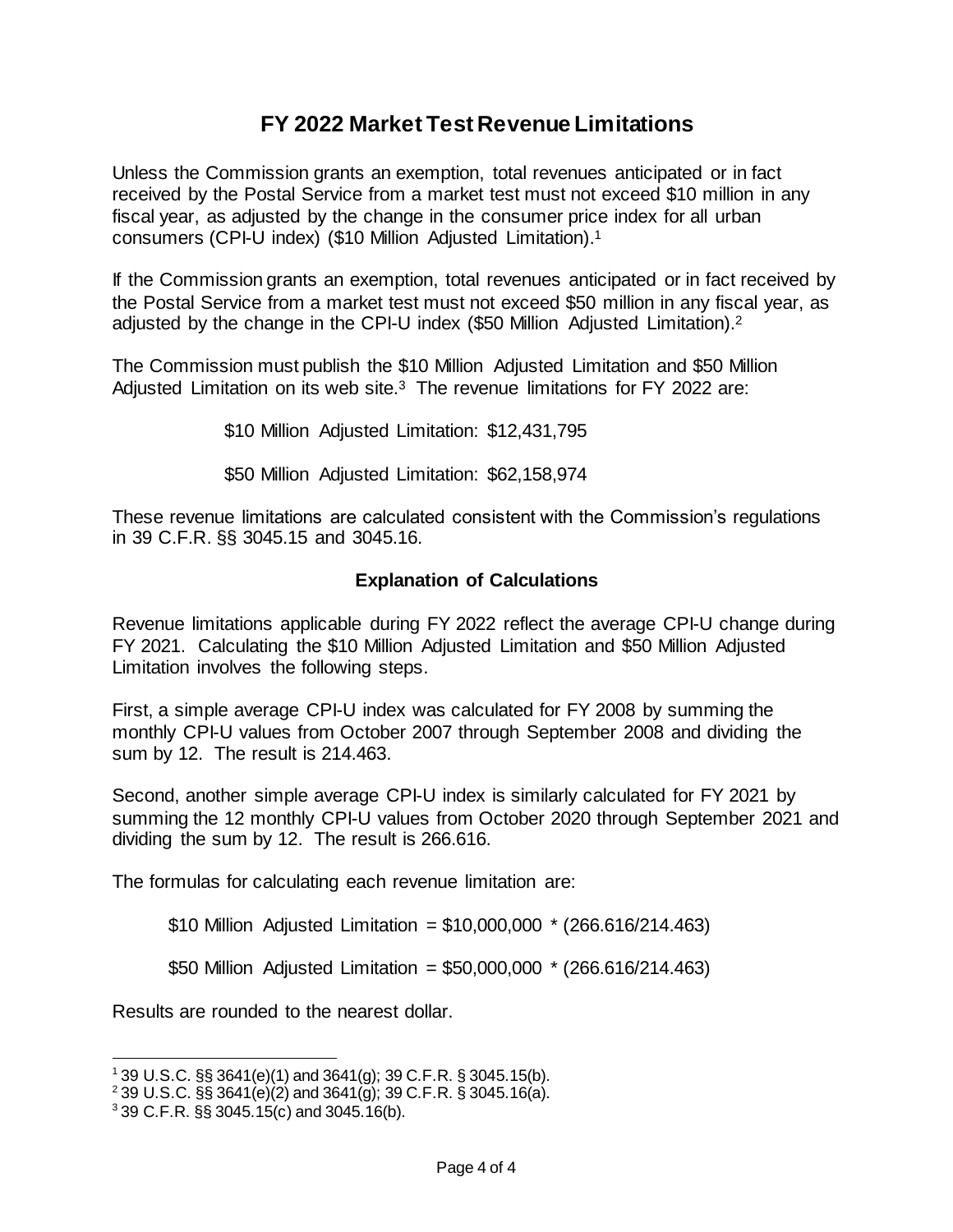# FY 2022 Market Test Revenue Limitations

Unless the Commission grants an exemption, total revenues anticipated or in fact received by the Postal Service from a market test must not exceed $10 million in any fiscal year, as adjusted by the change in the consumer price index for all urban consumers (CPI-U index) ($10 Million Adjusted Limitation).[1]

If the Commission grants an exemption, total revenues anticipated or in fact received by the Postal Service from a market test must not exceed $50 million in any fiscal year, as adjusted by the change in the CPI-U index ($50 Million Adjusted Limitation).[2]

The Commission must publish the $10 Million Adjusted Limitation and $50 Million Adjusted Limitation on its web site.[3] The revenue limitations for FY 2022 are:

$10 Million Adjusted Limitation: $12,431,795

$50 Million Adjusted Limitation: $62,158,974

These revenue limitations are calculated consistent with the Commission's regulations in 39 C.F.R. §§ 3045.15 and 3045.16.

## Explanation of Calculations

Revenue limitations applicable during FY 2022 reflect the average CPI-U change during FY 2021. Calculating the $10 Million Adjusted Limitation and $50 Million Adjusted Limitation involves the following steps.

First, a simple average CPI-U index was calculated for FY 2008 by summing the monthly CPI-U values from October 2007 through September 2008 and dividing the sum by 12. The result is 214.463.

Second, another simple average CPI-U index is similarly calculated for FY 2021 by summing the 12 monthly CPI-U values from October 2020 through September 2021 and dividing the sum by 12. The result is 266.616.

The formulas for calculating each revenue limitation are:

$10 Million Adjusted Limitation = $10,000,000 * (266.616/214.463)

$50 Million Adjusted Limitation = $50,000,000 * (266.616/214.463)

Results are rounded to the nearest dollar.

---

[1] 39 U.S.C. §§ 3641(e)(1) and 3641(g); 39 C.F.R. § 3045.15(b).

[2] 39 U.S.C. §§ 3641(e)(2) and 3641(g); 39 C.F.R. § 3045.16(a).

[3] 39 C.F.R. §§ 3045.15(c) and 3045.16(b).